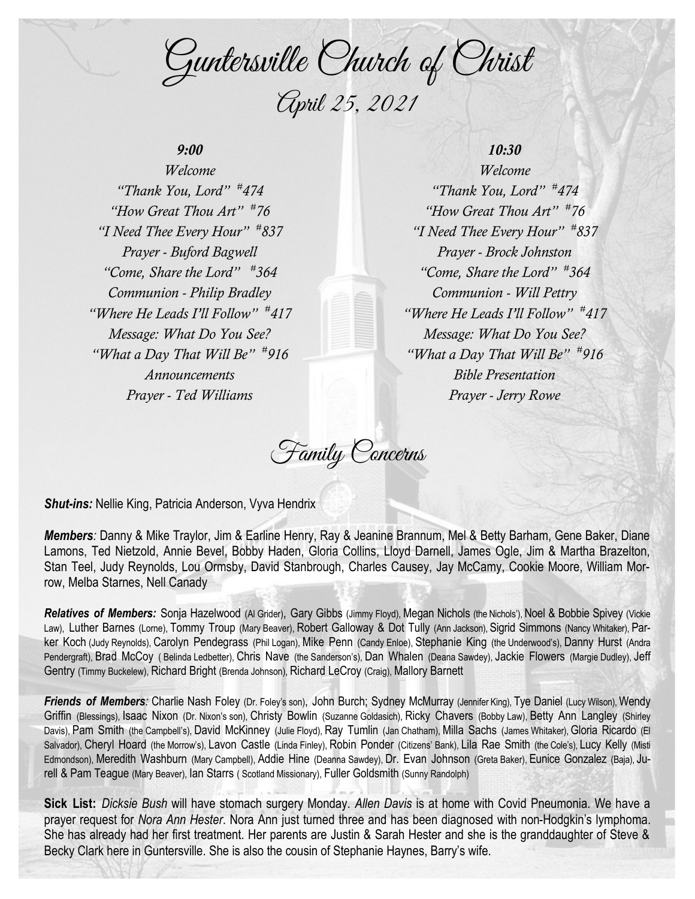# Guntersville Church of Christ

## April 25, 2021

### *9:00*

*Welcome*
*"Thank You, Lord" #474*
*"How Great Thou Art" #76*
*"I Need Thee Every Hour" #837*
*Prayer - Buford Bagwell*
*"Come, Share the Lord" #364*
*Communion - Philip Bradley*
*"Where He Leads I'll Follow" #417*
*Message: What Do You See?*
*"What a Day That Will Be" #916*
*Announcements*
*Prayer - Ted Williams*

### *10:30*

*Welcome*
*"Thank You, Lord" #474*
*"How Great Thou Art" #76*
*"I Need Thee Every Hour" #837*
*Prayer - Brock Johnston*
*"Come, Share the Lord" #364*
*Communion - Will Pettry*
*"Where He Leads I'll Follow" #417*
*Message: What Do You See?*
*"What a Day That Will Be" #916*
*Bible Presentation*
*Prayer - Jerry Rowe*

## Family Concerns

***Shut-ins:*** Nellie King, Patricia Anderson, Vyva Hendrix

***Members:*** Danny & Mike Traylor, Jim & Earline Henry, Ray & Jeanine Brannum, Mel & Betty Barham, Gene Baker, Diane Lamons, Ted Nietzold, Annie Bevel, Bobby Haden, Gloria Collins, Lloyd Darnell, James Ogle, Jim & Martha Brazelton, Stan Teel, Judy Reynolds, Lou Ormsby, David Stanbrough, Charles Causey, Jay McCamy, Cookie Moore, William Morrow, Melba Starnes, Nell Canady

***Relatives of Members:*** Sonja Hazelwood (Al Grider), Gary Gibbs (Jimmy Floyd), Megan Nichols (the Nichols'), Noel & Bobbie Spivey (Vickie Law), Luther Barnes (Lorne), Tommy Troup (Mary Beaver), Robert Galloway & Dot Tully (Ann Jackson), Sigrid Simmons (Nancy Whitaker), Parker Koch (Judy Reynolds), Carolyn Pendegrass (Phil Logan), Mike Penn (Candy Enloe), Stephanie King (the Underwood's), Danny Hurst (Andra Pendergraft), Brad McCoy ( Belinda Ledbetter), Chris Nave (the Sanderson's), Dan Whalen (Deana Sawdey), Jackie Flowers (Margie Dudley), Jeff Gentry (Timmy Buckelew), Richard Bright (Brenda Johnson), Richard LeCroy (Craig), Mallory Barnett

***Friends of Members:*** Charlie Nash Foley (Dr. Foley's son), John Burch; Sydney McMurray (Jennifer King), Tye Daniel (Lucy Wilson), Wendy Griffin (Blessings), Isaac Nixon (Dr. Nixon's son), Christy Bowlin (Suzanne Goldasich), Ricky Chavers (Bobby Law), Betty Ann Langley (Shirley Davis), Pam Smith (the Campbell's), David McKinney (Julie Floyd), Ray Tumlin (Jan Chatham), Milla Sachs (James Whitaker), Gloria Ricardo (El Salvador), Cheryl Hoard (the Morrow's), Lavon Castle (Linda Finley), Robin Ponder (Citizens' Bank), Lila Rae Smith (the Cole's), Lucy Kelly (Misti Edmondson), Meredith Washburn (Mary Campbell), Addie Hine (Deanna Sawdey), Dr. Evan Johnson (Greta Baker), Eunice Gonzalez (Baja), Jurell & Pam Teague (Mary Beaver), Ian Starrs ( Scotland Missionary), Fuller Goldsmith (Sunny Randolph)

**Sick List:** *Dicksie Bush* will have stomach surgery Monday. *Allen Davis* is at home with Covid Pneumonia. We have a prayer request for *Nora Ann Hester*. Nora Ann just turned three and has been diagnosed with non-Hodgkin's lymphoma. She has already had her first treatment. Her parents are Justin & Sarah Hester and she is the granddaughter of Steve & Becky Clark here in Guntersville. She is also the cousin of Stephanie Haynes, Barry's wife.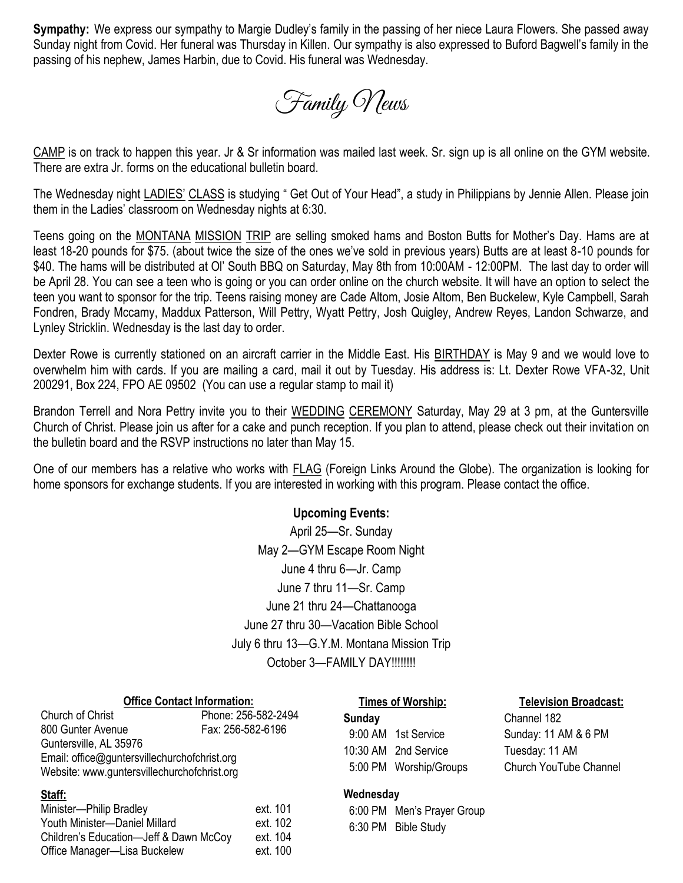**Sympathy:** We express our sympathy to Margie Dudley's family in the passing of her niece Laura Flowers. She passed away Sunday night from Covid. Her funeral was Thursday in Killen. Our sympathy is also expressed to Buford Bagwell's family in the passing of his nephew, James Harbin, due to Covid. His funeral was Wednesday.

# Family News

CAMP is on track to happen this year. Jr & Sr information was mailed last week. Sr. sign up is all online on the GYM website. There are extra Jr. forms on the educational bulletin board.

The Wednesday night LADIES' CLASS is studying " Get Out of Your Head", a study in Philippians by Jennie Allen. Please join them in the Ladies' classroom on Wednesday nights at 6:30.

Teens going on the MONTANA MISSION TRIP are selling smoked hams and Boston Butts for Mother's Day. Hams are at least 18-20 pounds for $75. (about twice the size of the ones we've sold in previous years) Butts are at least 8-10 pounds for $40. The hams will be distributed at Ol' South BBQ on Saturday, May 8th from 10:00AM - 12:00PM. The last day to order will be April 28. You can see a teen who is going or you can order online on the church website. It will have an option to select the teen you want to sponsor for the trip. Teens raising money are Cade Altom, Josie Altom, Ben Buckelew, Kyle Campbell, Sarah Fondren, Brady Mccamy, Maddux Patterson, Will Pettry, Wyatt Pettry, Josh Quigley, Andrew Reyes, Landon Schwarze, and Lynley Stricklin. Wednesday is the last day to order.

Dexter Rowe is currently stationed on an aircraft carrier in the Middle East. His BIRTHDAY is May 9 and we would love to overwhelm him with cards. If you are mailing a card, mail it out by Tuesday. His address is: Lt. Dexter Rowe VFA-32, Unit 200291, Box 224, FPO AE 09502 (You can use a regular stamp to mail it)

Brandon Terrell and Nora Pettry invite you to their WEDDING CEREMONY Saturday, May 29 at 3 pm, at the Guntersville Church of Christ. Please join us after for a cake and punch reception. If you plan to attend, please check out their invitation on the bulletin board and the RSVP instructions no later than May 15.

One of our members has a relative who works with FLAG (Foreign Links Around the Globe). The organization is looking for home sponsors for exchange students. If you are interested in working with this program. Please contact the office.

**Upcoming Events:**

April 25—Sr. Sunday
May 2—GYM Escape Room Night
June 4 thru 6—Jr. Camp
June 7 thru 11—Sr. Camp
June 21 thru 24—Chattanooga
June 27 thru 30—Vacation Bible School
July 6 thru 13—G.Y.M. Montana Mission Trip
October 3—FAMILY DAY!!!!!!!!

**Office Contact Information:**

Church of Christ — Phone: 256-582-2494
800 Gunter Avenue — Fax: 256-582-6196
Guntersville, AL 35976
Email: office@guntersvillechurchofchrist.org
Website: www.guntersvillechurchofchrist.org

**Staff:**

| | |
|---|---|
| Minister—Philip Bradley | ext. 101 |
| Youth Minister—Daniel Millard | ext. 102 |
| Children's Education—Jeff & Dawn McCoy | ext. 104 |
| Office Manager—Lisa Buckelew | ext. 100 |

**Times of Worship:**

**Sunday**

9:00 AM 1st Service
10:30 AM 2nd Service
5:00 PM Worship/Groups

**Wednesday**

6:00 PM Men's Prayer Group
6:30 PM Bible Study

**Television Broadcast:**

Channel 182
Sunday: 11 AM & 6 PM
Tuesday: 11 AM
Church YouTube Channel